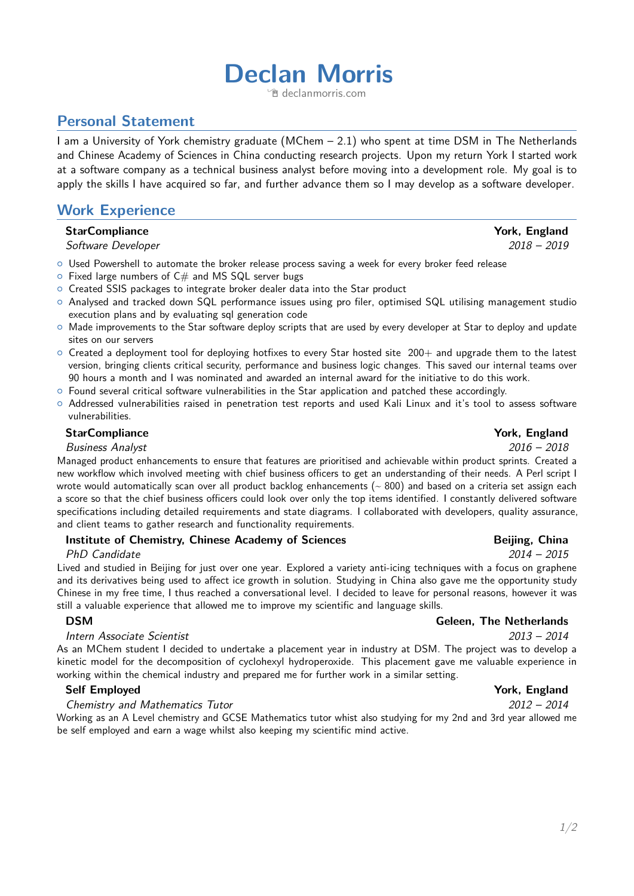# Declan Morris

declanmorris.com

## Personal Statement

I am a University of York chemistry graduate (MChem – 2.1) who spent at time DSM in The Netherlands and Chinese Academy of Sciences in China conducting research projects. Upon my return York I started work at a software company as a technical business analyst before moving into a development role. My goal is to apply the skills I have acquired so far, and further advance them so I may develop as a software developer.

## Work Experience

**StarCompliance** — York, England
*Software Developer* — *2018 – 2019*

- Used Powershell to automate the broker release process saving a week for every broker feed release
- Fixed large numbers of C# and MS SQL server bugs
- Created SSIS packages to integrate broker dealer data into the Star product
- Analysed and tracked down SQL performance issues using pro filer, optimised SQL utilising management studio execution plans and by evaluating sql generation code
- Made improvements to the Star software deploy scripts that are used by every developer at Star to deploy and update sites on our servers
- Created a deployment tool for deploying hotfixes to every Star hosted site 200+ and upgrade them to the latest version, bringing clients critical security, performance and business logic changes. This saved our internal teams over 90 hours a month and I was nominated and awarded an internal award for the initiative to do this work.
- Found several critical software vulnerabilities in the Star application and patched these accordingly.
- Addressed vulnerabilities raised in penetration test reports and used Kali Linux and it's tool to assess software vulnerabilities.

**StarCompliance** — York, England
*Business Analyst* — *2016 – 2018*

Managed product enhancements to ensure that features are prioritised and achievable within product sprints. Created a new workflow which involved meeting with chief business officers to get an understanding of their needs. A Perl script I wrote would automatically scan over all product backlog enhancements (~ 800) and based on a criteria set assign each a score so that the chief business officers could look over only the top items identified. I constantly delivered software specifications including detailed requirements and state diagrams. I collaborated with developers, quality assurance, and client teams to gather research and functionality requirements.

**Institute of Chemistry, Chinese Academy of Sciences** — Beijing, China
*PhD Candidate* — *2014 – 2015*

Lived and studied in Beijing for just over one year. Explored a variety anti-icing techniques with a focus on graphene and its derivatives being used to affect ice growth in solution. Studying in China also gave me the opportunity study Chinese in my free time, I thus reached a conversational level. I decided to leave for personal reasons, however it was still a valuable experience that allowed me to improve my scientific and language skills.

**DSM** — Geleen, The Netherlands
*Intern Associate Scientist* — *2013 – 2014*

As an MChem student I decided to undertake a placement year in industry at DSM. The project was to develop a kinetic model for the decomposition of cyclohexyl hydroperoxide. This placement gave me valuable experience in working within the chemical industry and prepared me for further work in a similar setting.

**Self Employed** — York, England
*Chemistry and Mathematics Tutor* — *2012 – 2014*

Working as an A Level chemistry and GCSE Mathematics tutor whist also studying for my 2nd and 3rd year allowed me be self employed and earn a wage whilst also keeping my scientific mind active.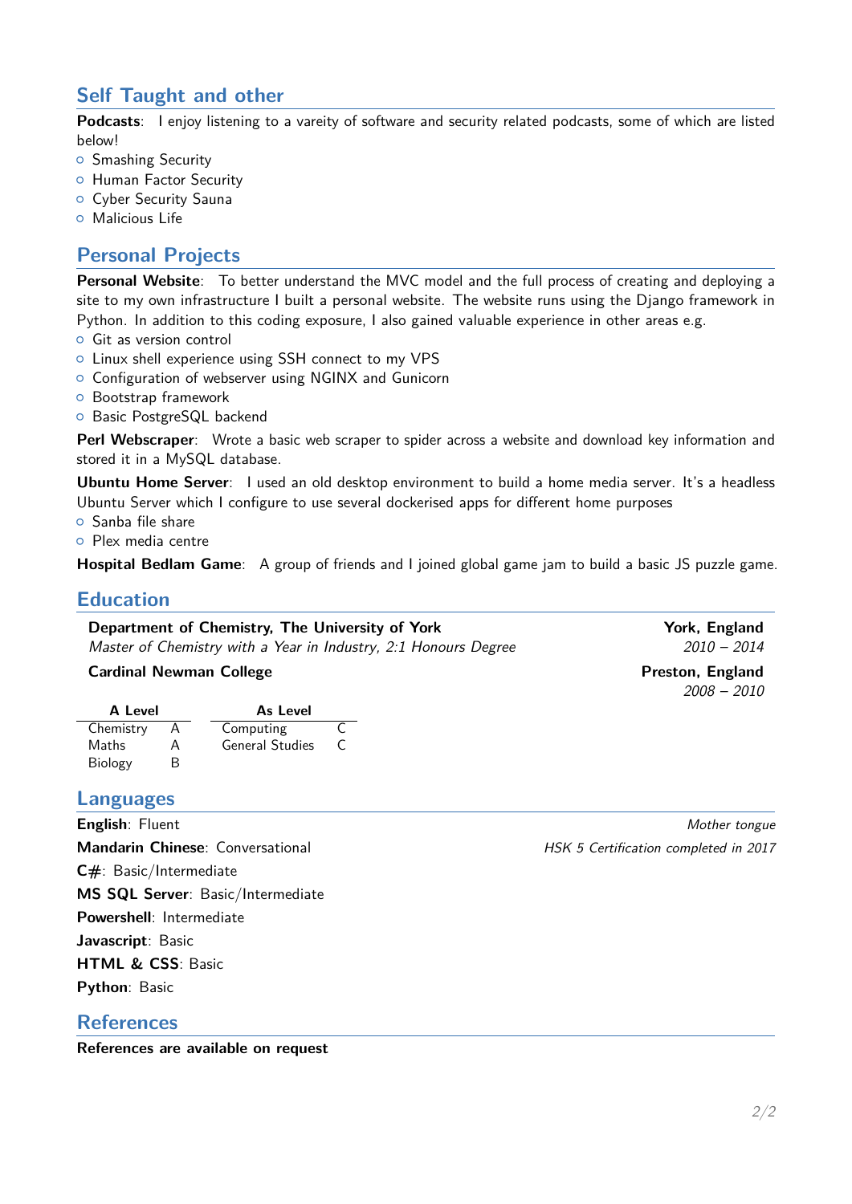## Self Taught and other

**Podcasts**: I enjoy listening to a vareity of software and security related podcasts, some of which are listed below!

- Smashing Security
- Human Factor Security
- Cyber Security Sauna
- Malicious Life

## Personal Projects

**Personal Website**: To better understand the MVC model and the full process of creating and deploying a site to my own infrastructure I built a personal website. The website runs using the Django framework in Python. In addition to this coding exposure, I also gained valuable experience in other areas e.g.

- Git as version control
- Linux shell experience using SSH connect to my VPS
- Configuration of webserver using NGINX and Gunicorn
- Bootstrap framework
- Basic PostgreSQL backend

**Perl Webscraper**: Wrote a basic web scraper to spider across a website and download key information and stored it in a MySQL database.

**Ubuntu Home Server**: I used an old desktop environment to build a home media server. It's a headless Ubuntu Server which I configure to use several dockerised apps for different home purposes

- Sanba file share
- Plex media centre

**Hospital Bedlam Game**: A group of friends and I joined global game jam to build a basic JS puzzle game.

## Education

**Department of Chemistry, The University of York** — **York, England**
*Master of Chemistry with a Year in Industry, 2:1 Honours Degree* — *2010 – 2014*

**Cardinal Newman College** — **Preston, England**
*2008 – 2010*

| A Level | | As Level | |
|---|---|---|---|
| Chemistry | A | Computing | C |
| Maths | A | General Studies | C |
| Biology | B | | |

## Languages

**English**: Fluent — *Mother tongue*

**Mandarin Chinese**: Conversational — *HSK 5 Certification completed in 2017*

**C#**: Basic/Intermediate

**MS SQL Server**: Basic/Intermediate

**Powershell**: Intermediate

**Javascript**: Basic

**HTML & CSS**: Basic

**Python**: Basic

## References

**References are available on request**